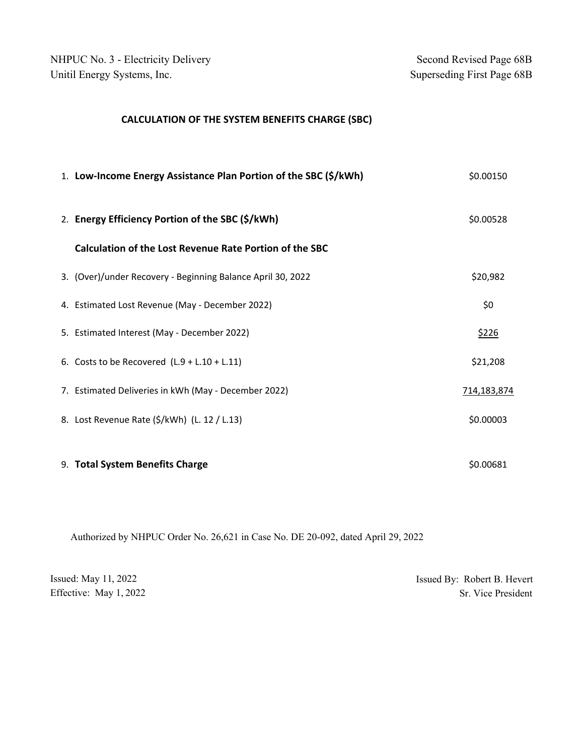NHPUC No. 3 - Electricity Delivery
Unitil Energy Systems, Inc.

Second Revised Page 68B
Superseding First Page 68B

## CALCULATION OF THE SYSTEM BENEFITS CHARGE (SBC)

| | | |
|---|---|---|
| 1. | **Low-Income Energy Assistance Plan Portion of the SBC ($/kWh)** | $0.00150 |
| 2. | **Energy Efficiency Portion of the SBC ($/kWh)** | $0.00528 |
| | **Calculation of the Lost Revenue Rate Portion of the SBC** | |
| 3. | (Over)/under Recovery - Beginning Balance April 30, 2022 | $20,982 |
| 4. | Estimated Lost Revenue (May - December 2022) | $0 |
| 5. | Estimated Interest (May - December 2022) | $226 |
| 6. | Costs to be Recovered (L.9 + L.10 + L.11) | $21,208 |
| 7. | Estimated Deliveries in kWh (May - December 2022) | 714,183,874 |
| 8. | Lost Revenue Rate ($/kWh) (L. 12 / L.13) | $0.00003 |
| 9. | **Total System Benefits Charge** | $0.00681 |

Authorized by NHPUC Order No. 26,621 in Case No. DE 20-092, dated April 29, 2022

Issued: May 11, 2022
Effective: May 1, 2022

Issued By: Robert B. Hevert
Sr. Vice President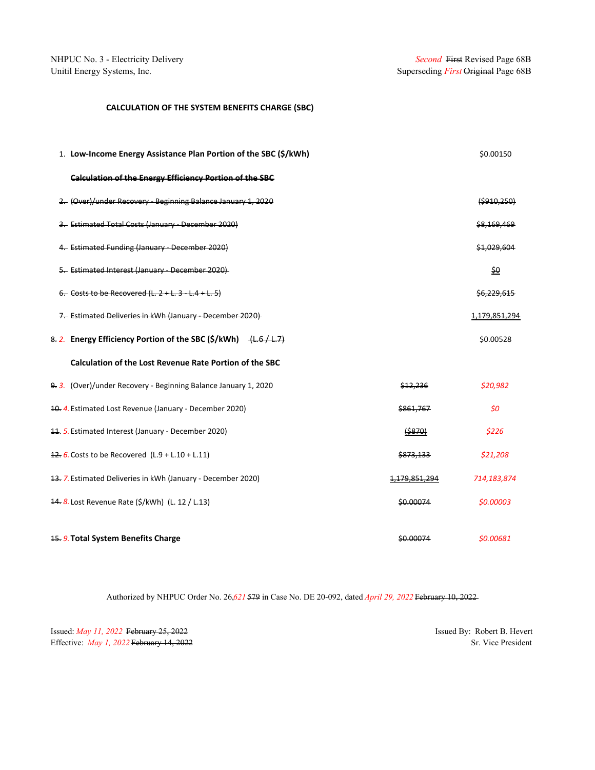NHPUC No. 3 - Electricity Delivery
Unitil Energy Systems, Inc.

*Second* ~~First~~ Revised Page 68B
Superseding *First* ~~Original~~ Page 68B

**CALCULATION OF THE SYSTEM BENEFITS CHARGE (SBC)**

| | | | |
|---|---|---|---|
| 1. | **Low-Income Energy Assistance Plan Portion of the SBC ($/kWh)** | | $0.00150 |
| | ~~**Calculation of the Energy Efficiency Portion of the SBC**~~ | | |
| ~~2.~~ | ~~(Over)/under Recovery - Beginning Balance January 1, 2020~~ | | ~~($910,250)~~ |
| ~~3.~~ | ~~Estimated Total Costs (January - December 2020)~~ | | ~~$8,169,469~~ |
| ~~4.~~ | ~~Estimated Funding (January - December 2020)~~ | | ~~$1,029,604~~ |
| ~~5.~~ | ~~Estimated Interest (January - December 2020)~~ | | ~~$0~~ |
| ~~6.~~ | ~~Costs to be Recovered (L. 2 + L. 3 - L.4 + L. 5)~~ | | ~~$6,229,615~~ |
| ~~7.~~ | ~~Estimated Deliveries in kWh (January - December 2020)~~ | | ~~1,179,851,294~~ |
| ~~8.~~ *2.* | **Energy Efficiency Portion of the SBC ($/kWh)** ~~(L.6 / L.7)~~ | | $0.00528 |
| | **Calculation of the Lost Revenue Rate Portion of the SBC** | | |
| ~~9.~~ *3.* | (Over)/under Recovery - Beginning Balance January 1, 2020 | ~~$12,236~~ | *$20,982* |
| ~~10.~~ *4.* | Estimated Lost Revenue (January - December 2020) | ~~$861,767~~ | *$0* |
| ~~11.~~ *5.* | Estimated Interest (January - December 2020) | ~~($870)~~ | *$226* |
| ~~12.~~ *6.* | Costs to be Recovered (L.9 + L.10 + L.11) | ~~$873,133~~ | *$21,208* |
| ~~13.~~ *7.* | Estimated Deliveries in kWh (January - December 2020) | ~~1,179,851,294~~ | *714,183,874* |
| ~~14.~~ *8.* | Lost Revenue Rate ($/kWh) (L. 12 / L.13) | ~~$0.00074~~ | *$0.00003* |
| ~~15.~~ *9.* | **Total System Benefits Charge** | ~~$0.00074~~ | *$0.00681* |

Authorized by NHPUC Order No. 26,*621* ~~579~~ in Case No. DE 20-092, dated *April 29, 2022* ~~February 10, 2022~~

Issued: *May 11, 2022* ~~February 25, 2022~~
Effective: *May 1, 2022* ~~February 14, 2022~~

Issued By: Robert B. Hevert
Sr. Vice President